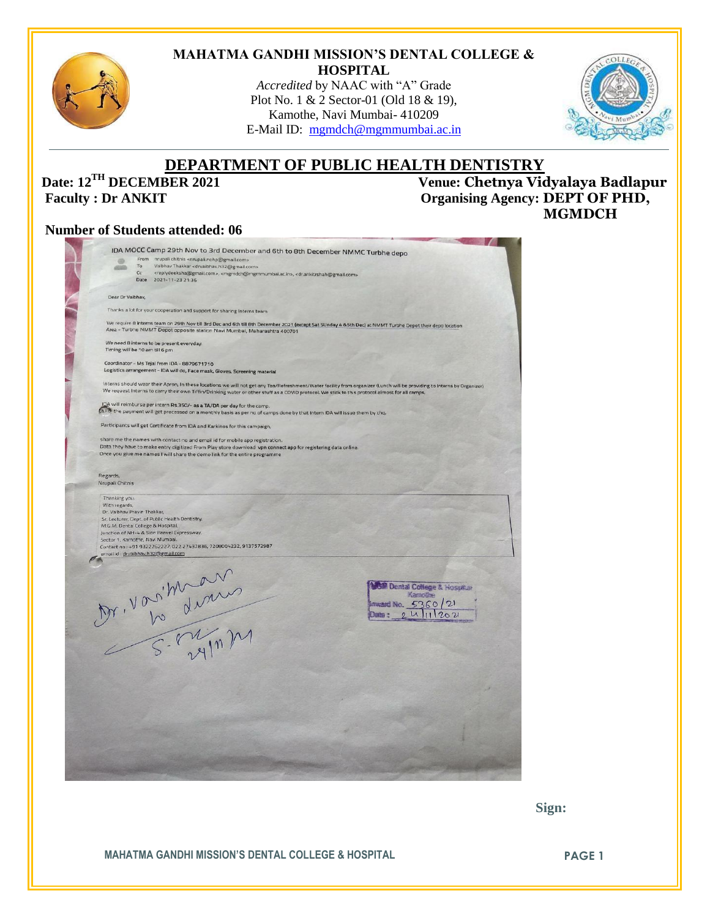# MAHATMA GANDHI MISSION'S DENTAL COLLEGE & HOSPITAL

*Accredited* by NAAC with "A" Grade
Plot No. 1 & 2 Sector-01 (Old 18 & 19),
Kamothe, Navi Mumbai- 410209
E-Mail ID: mgmdch@mgmmumbai.ac.in

## DEPARTMENT OF PUBLIC HEALTH DENTISTRY

**Date: 12TH DECEMBER 2021** | **Venue: Chetnya Vidyalaya Badlapur**

**Faculty : Dr ANKIT** | **Organising Agency: DEPT OF PHD, MGMDCH**

**Number of Students attended: 06**

IDA MOCC Camp 29th Nov to 3rd December and 6th to 8th December NMMC Turbhe depo

From nrupali chitnis <nrupali.nohp@gmail.com>
To Vaibhav Thakkar <drvaibhav.h32@gmail.com>
Cc <replydeeksha@gmail.com>, <mgmdch@mgmmumbai.ac.in>, <dr.ankitrshah@gmail.com>
Date 2021-11-23 21:36

Dear Dr Vaibhav,

Thanks a lot for your cooperation and support for sharing Interns team

We require 8 interns team on 29th Nov till 3rd Dec and 6th till 8th December 2021 (except Sat SUnday 4 &5th Dec) at NMMT Turbhe Depot their depo location
Area – Turbhe NMMT Depot opposite station Navi Mumbai, Maharashtra 400701

We need 8 interns to be present everyday.
Timing will be 10 am till 6 pm

Coordinator – Ms Tejal from IDA - 8879671710
Logistics arrangement – IDA will do, Face mask, Gloves, Screening material

Interns should wear their Apron, In these locations we will not get any Tea/Refreshment/Water facility from organizer (Lunch will be providing to interns by Organizer)
We request Interns to carry their own Tiffin/Drinking water or other stuff as a COVID protocol. We stick to this protocol almost for all camps.

IDA will reimburse per intern Rs.350/- as a TA/DA per day for the camp.
So the payment will get processed on a monthly basis as per no of camps done by that intern IDA will issue them by chq.

Participants will get Certificate from IDA and Karkinos for this campaign.

share me the names with contact no and email id for mobile app registration.
Data they have to make entry digitized From Play store download vpn connect app for registering data online.
Once you give me names I will share the demo link for the entire programme

Regards,
Nrupali Chitnis

Thanking you.
With regards,
Dr. Vaibhav Pravin Thakkar,
Sr. Lecturer, Dept. of Public Health Dentistry,
M.G.M. Dental College & Hospital,
Junction of NH-4 & Sion Panvel Expressway,
Sector 1, Kamothe, Navi Mumbai.
Contact no : +91-9322262227, 022 27437836, 7208004232, 9137572987
email id : drvaibhav.h32@gmail.com

Dr. Vaibhav
to discuss
S-
24/11/21

MGM Dental College & Hospital
Kamothe
Inward No. 5360/21
Date : 24/11/2021

**Sign:**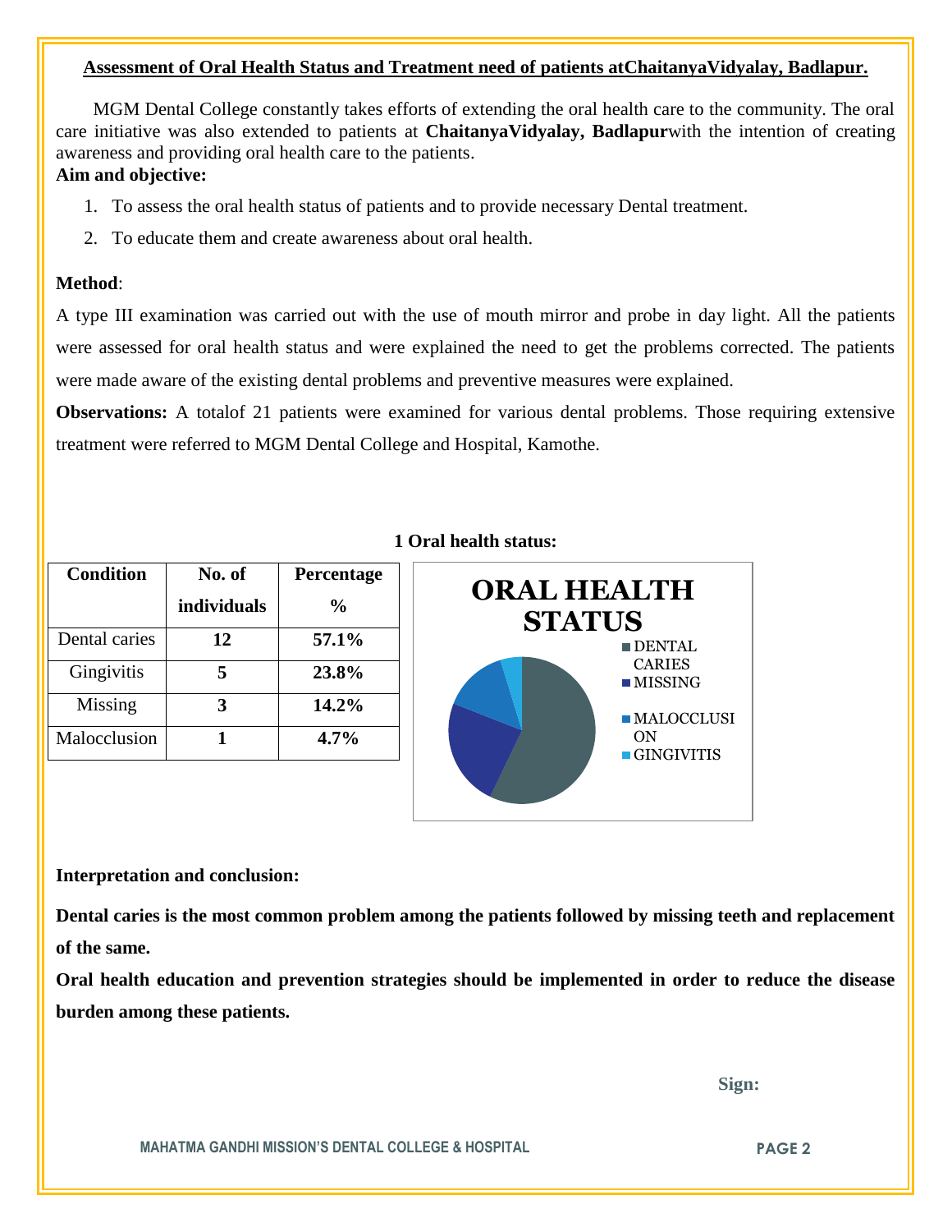**Assessment of Oral Health Status and Treatment need of patients atChaitanyaVidyalay, Badlapur.**

MGM Dental College constantly takes efforts of extending the oral health care to the community. The oral care initiative was also extended to patients at **ChaitanyaVidyalay, Badlapur**with the intention of creating awareness and providing oral health care to the patients.

**Aim and objective:**

1. To assess the oral health status of patients and to provide necessary Dental treatment.
2. To educate them and create awareness about oral health.

**Method**:

A type III examination was carried out with the use of mouth mirror and probe in day light. All the patients were assessed for oral health status and were explained the need to get the problems corrected. The patients were made aware of the existing dental problems and preventive measures were explained.

**Observations:** A totalof 21 patients were examined for various dental problems. Those requiring extensive treatment were referred to MGM Dental College and Hospital, Kamothe.

**1 Oral health status:**

| Condition | No. of individuals | Percentage % |
|---|---|---|
| Dental caries | **12** | **57.1%** |
| Gingivitis | **5** | **23.8%** |
| Missing | **3** | **14.2%** |
| Malocclusion | **1** | **4.7%** |

ORAL HEALTH STATUS

- DENTAL CARIES
- MISSING
- MALOCCLUSION
- GINGIVITIS

**Interpretation and conclusion:**

**Dental caries is the most common problem among the patients followed by missing teeth and replacement of the same.**

**Oral health education and prevention strategies should be implemented in order to reduce the disease burden among these patients.**

**Sign:**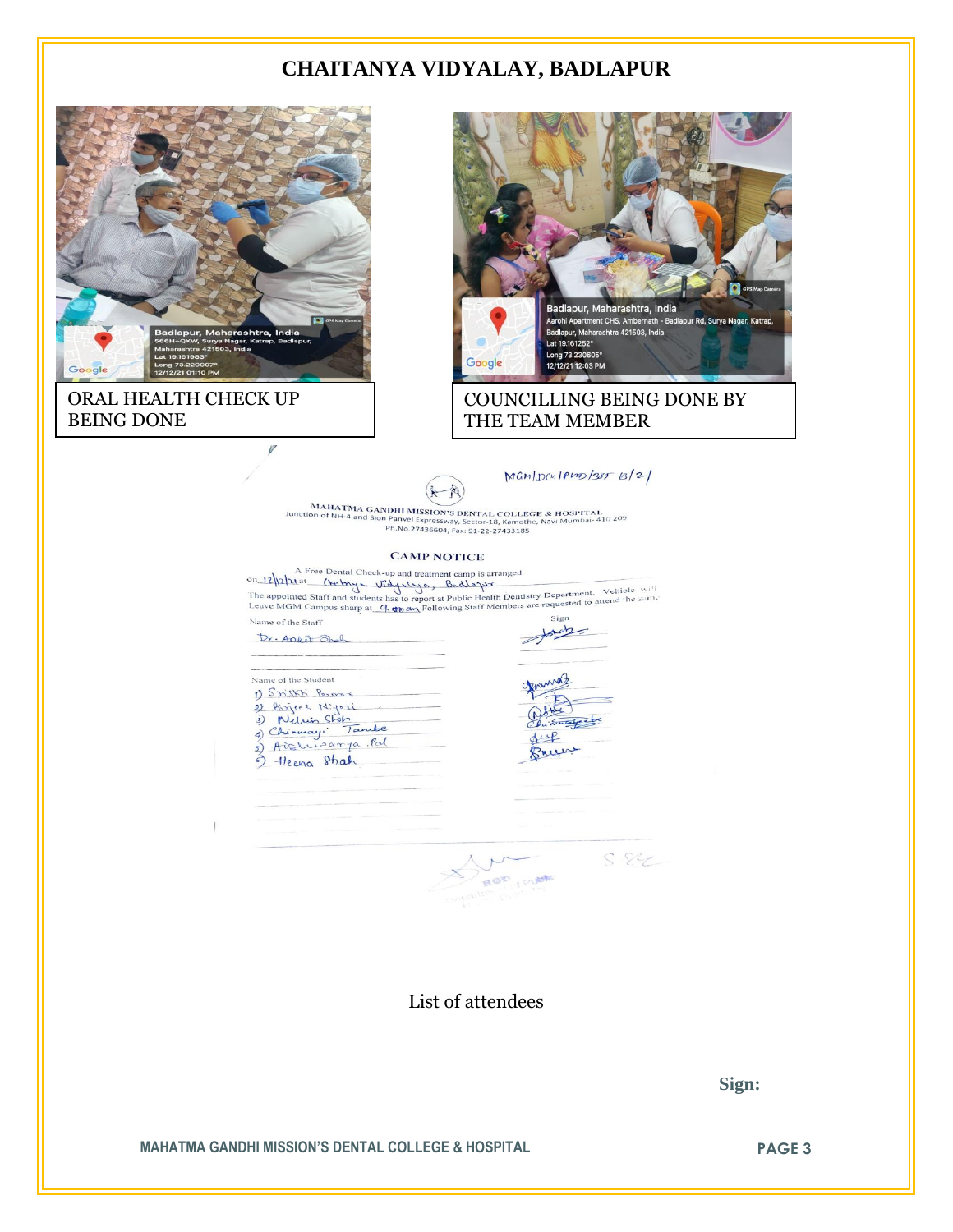# CHAITANYA VIDYALAY, BADLAPUR

ORAL HEALTH CHECK UP BEING DONE

COUNCILLING BEING DONE BY THE TEAM MEMBER

MGM/DCH/PHD/355 13/2-/

MAHATMA GANDHI MISSION'S DENTAL COLLEGE & HOSPITAL
Junction of NH-4 and Sion Panvel Expressway, Sector-18, Kamothe, Navi Mumbai- 410 209
Ph.No.27436604, Fax: 91-22-27433185

**CAMP NOTICE**

A Free Dental Check-up and treatment camp is arranged on 12/12/21 at Chaitanya Vidyalaya, Badlapur

The appointed Staff and students has to report at Public Health Dentistry Department. Vehicle will Leave MGM Campus sharp at 9.00 am Following Staff Members are requested to attend the same

| Name of the Staff | Sign |
|---|---|
| Dr. Ankit Shah | |

| Name of the Student | |
|---|---|
| 1) Srishti Pawar | |
| 2) Brijesh Nijari | |
| 3) Nelvin Shah | |
| 4) Chinmayi Tambe | |
| 5) Aishwarya Pal | |
| 6) Heena Shah | |

HOD
Department of Public Health Dentistry

List of attendees

**Sign:**